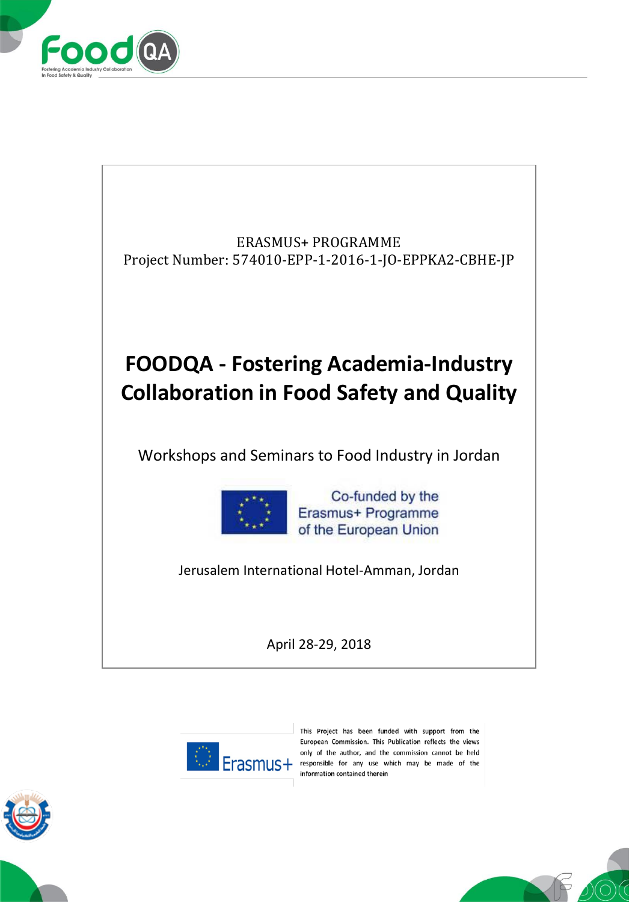ERASMUS+ PROGRAMME
Project Number: 574010-EPP-1-2016-1-JO-EPPKA2-CBHE-JP

# FOODQA - Fostering Academia-Industry Collaboration in Food Safety and Quality

Workshops and Seminars to Food Industry in Jordan

Co-funded by the Erasmus+ Programme of the European Union

Jerusalem International Hotel-Amman, Jordan

April 28-29, 2018

This Project has been funded with support from the European Commission. This Publication reflects the views only of the author, and the commission cannot be held responsible for any use which may be made of the information contained therein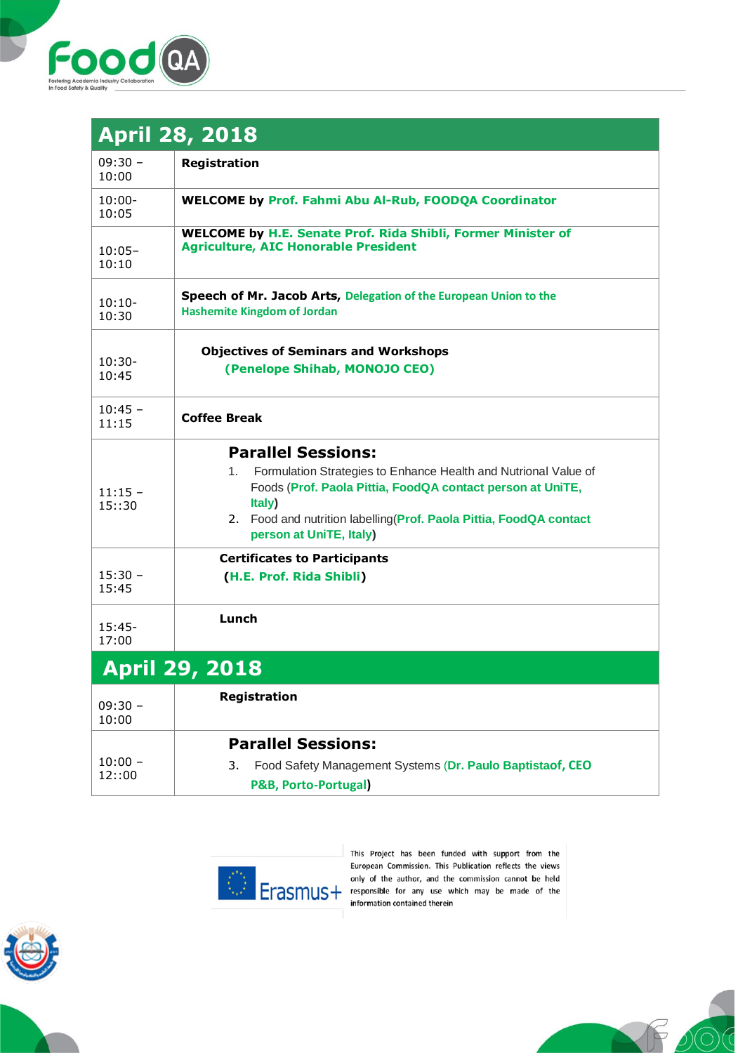| April 28, 2018 | |
|---|---|
| 09:30 – 10:00 | **Registration** |
| 10:00- 10:05 | **WELCOME by Prof. Fahmi Abu Al-Rub, FOODQA Coordinator** |
| 10:05– 10:10 | **WELCOME by H.E. Senate Prof. Rida Shibli, Former Minister of Agriculture, AIC Honorable President** |
| 10:10- 10:30 | **Speech of Mr. Jacob Arts,** Delegation of the European Union to the Hashemite Kingdom of Jordan |
| 10:30- 10:45 | **Objectives of Seminars and Workshops** **(Penelope Shihab, MONOJO CEO)** |
| 10:45 – 11:15 | **Coffee Break** |
| 11:15 – 15::30 | **Parallel Sessions:** 1. Formulation Strategies to Enhance Health and Nutrional Value of Foods (**Prof. Paola Pittia, FoodQA contact person at UniTE, Italy**) 2. Food and nutrition labelling(**Prof. Paola Pittia, FoodQA contact person at UniTE, Italy**) |
| 15:30 – 15:45 | **Certificates to Participants** **(H.E. Prof. Rida Shibli)** |
| 15:45- 17:00 | **Lunch** |
| **April 29, 2018** | |
| 09:30 – 10:00 | **Registration** |
| 10:00 – 12::00 | **Parallel Sessions:** 3. Food Safety Management Systems (**Dr. Paulo Baptistaof, CEO P&B, Porto-Portugal**) |

Erasmus+

This Project has been funded with support from the European Commission. This Publication reflects the views only of the author, and the commission cannot be held responsible for any use which may be made of the information contained therein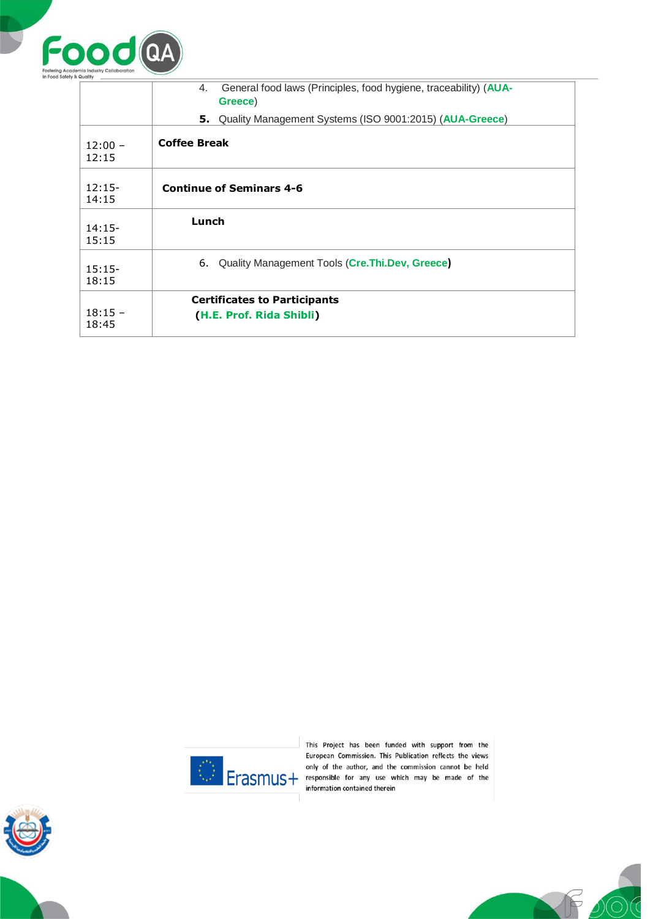| | |
|---|---|
| | 4. General food laws (Principles, food hygiene, traceability) (**AUA-Greece**)<br>**5.** Quality Management Systems (ISO 9001:2015) (**AUA-Greece**) |
| 12:00 – 12:15 | **Coffee Break** |
| 12:15- 14:15 | **Continue of Seminars 4-6** |
| 14:15- 15:15 | **Lunch** |
| 15:15- 18:15 | 6. Quality Management Tools (**Cre.Thi.Dev, Greece**) |
| 18:15 – 18:45 | **Certificates to Participants**<br>**(H.E. Prof. Rida Shibli)** |

This Project has been funded with support from the European Commission. This Publication reflects the views only of the author, and the commission cannot be held responsible for any use which may be made of the information contained therein